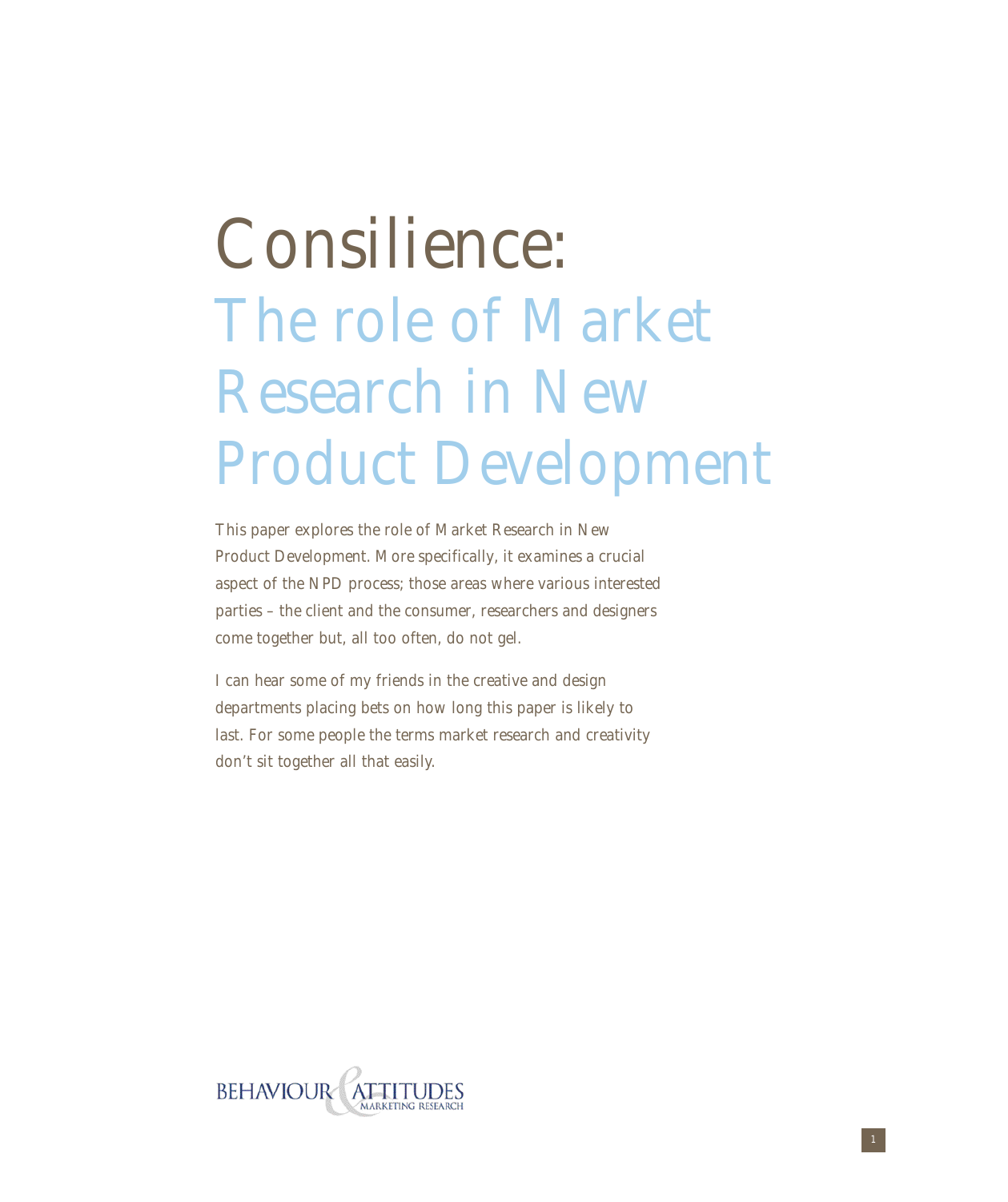# Consilience: The role of Market Research in New Product Development

This paper explores the role of Market Research in New Product Development. More specifically, it examines a crucial aspect of the NPD process; those areas where various interested parties – the client and the consumer, researchers and designers come together but, all too often, do not gel.

I can hear some of my friends in the creative and design departments placing bets on how long this paper is likely to last. For some people the terms market research and creativity don't sit together all that easily.

BEHAVIOUR & ATTITUDES MARKETING RESEARCH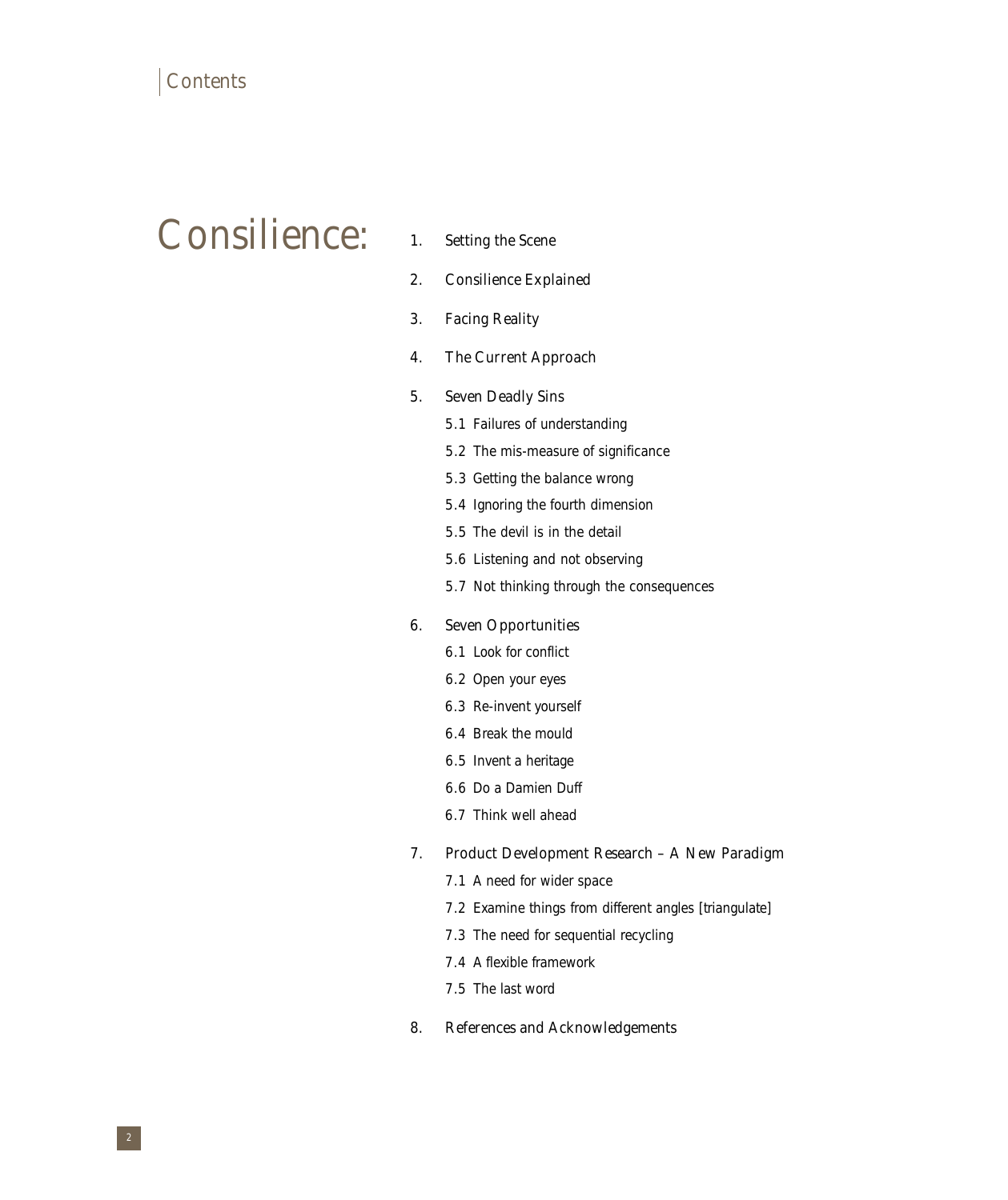# Contents

## Consilience:

1. Setting the Scene
2. Consilience Explained
3. Facing Reality
4. The Current Approach
5. Seven Deadly Sins
   - 5.1 Failures of understanding
   - 5.2 The mis-measure of significance
   - 5.3 Getting the balance wrong
   - 5.4 Ignoring the fourth dimension
   - 5.5 The devil is in the detail
   - 5.6 Listening and not observing
   - 5.7 Not thinking through the consequences
6. Seven Opportunities
   - 6.1 Look for conflict
   - 6.2 Open your eyes
   - 6.3 Re-invent yourself
   - 6.4 Break the mould
   - 6.5 Invent a heritage
   - 6.6 Do a Damien Duff
   - 6.7 Think well ahead
7. Product Development Research – A New Paradigm
   - 7.1 A need for wider space
   - 7.2 Examine things from different angles [triangulate]
   - 7.3 The need for sequential recycling
   - 7.4 A flexible framework
   - 7.5 The last word
8. References and Acknowledgements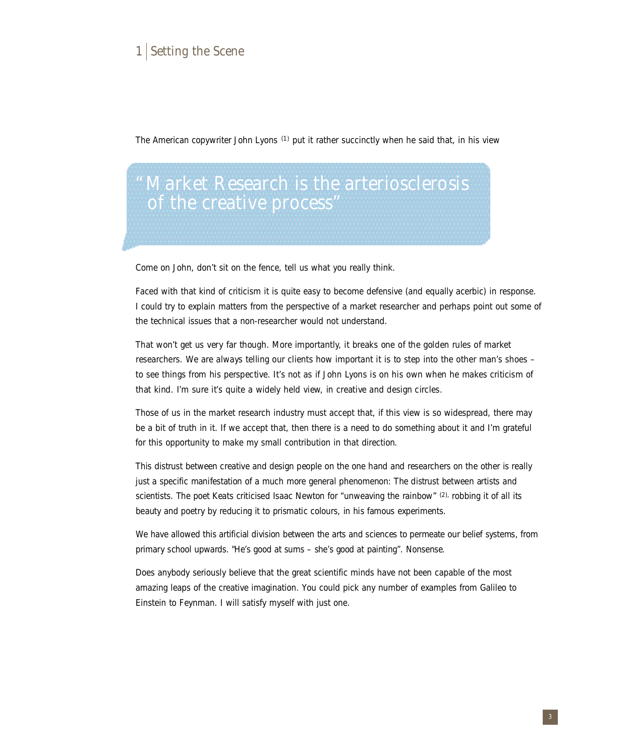# 1 Setting the Scene

The American copywriter John Lyons [1] put it rather succinctly when he said that, in his view

> "Market Research is the arteriosclerosis of the creative process"

Come on John, don't sit on the fence, tell us what you really think.

Faced with that kind of criticism it is quite easy to become defensive (and equally acerbic) in response. I could try to explain matters from the perspective of a market researcher and perhaps point out some of the technical issues that a non-researcher would not understand.

That won't get us very far though. More importantly, it breaks one of the golden rules of market researchers. We are always telling our clients how important it is to step into the other man's shoes – to see things from his perspective. It's not as if John Lyons is on his own when he makes criticism of that kind. I'm sure it's quite a widely held view, in creative and design circles.

Those of us in the market research industry must accept that, if this view is so widespread, there may be a bit of truth in it. If we accept that, then there is a need to do something about it and I'm grateful for this opportunity to make my small contribution in that direction.

This distrust between creative and design people on the one hand and researchers on the other is really just a specific manifestation of a much more general phenomenon: The distrust between artists and scientists. The poet Keats criticised Isaac Newton for "unweaving the rainbow" [2], robbing it of all its beauty and poetry by reducing it to prismatic colours, in his famous experiments.

We have allowed this artificial division between the arts and sciences to permeate our belief systems, from primary school upwards. "He's good at sums – she's good at painting". Nonsense.

Does anybody seriously believe that the great scientific minds have not been capable of the most amazing leaps of the creative imagination. You could pick any number of examples from Galileo to Einstein to Feynman. I will satisfy myself with just one.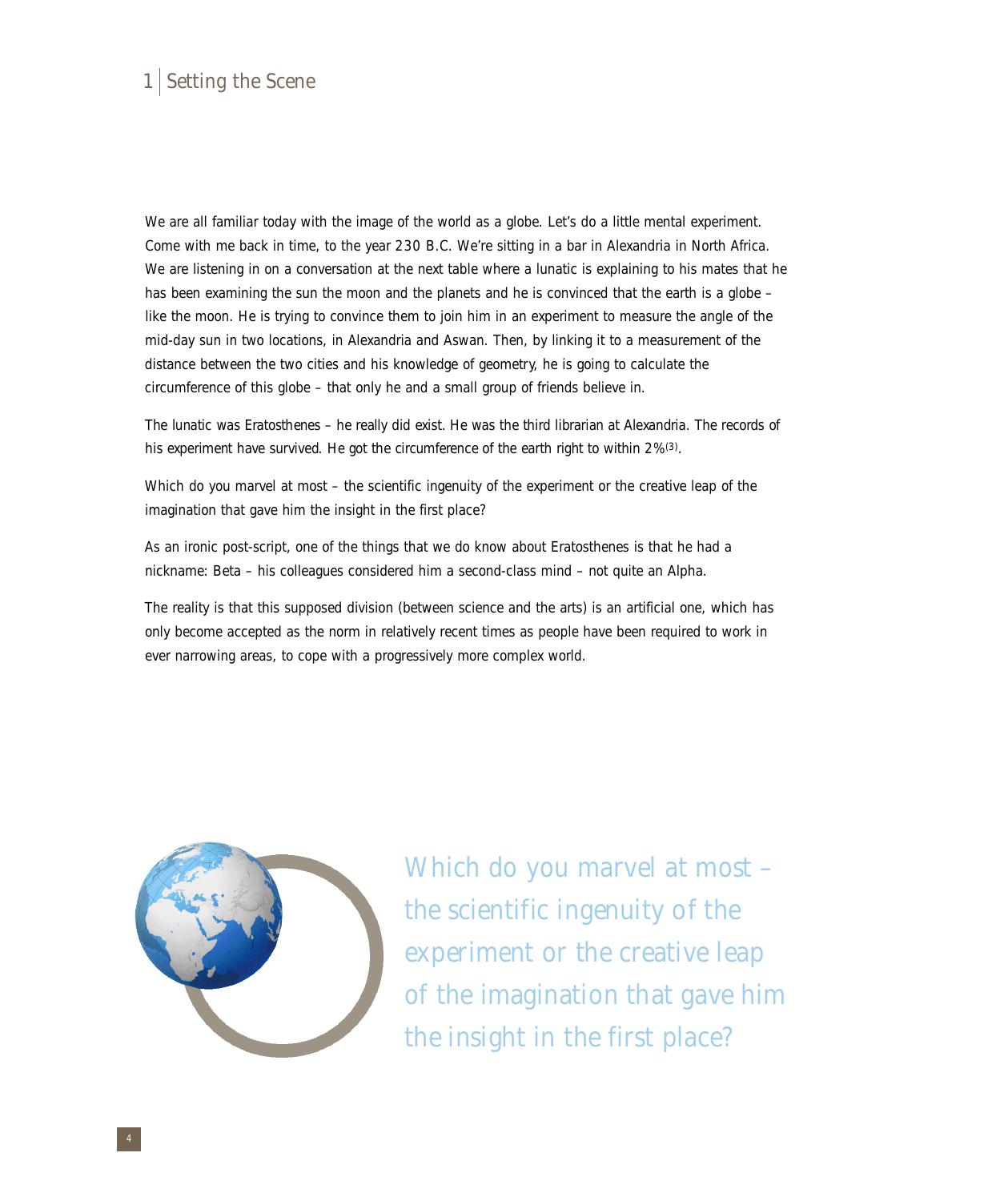# 1 Setting the Scene

We are all familiar today with the image of the world as a globe. Let's do a little mental experiment. Come with me back in time, to the year 230 B.C. We're sitting in a bar in Alexandria in North Africa. We are listening in on a conversation at the next table where a lunatic is explaining to his mates that he has been examining the sun the moon and the planets and he is convinced that the earth is a globe – like the moon. He is trying to convince them to join him in an experiment to measure the angle of the mid-day sun in two locations, in Alexandria and Aswan. Then, by linking it to a measurement of the distance between the two cities and his knowledge of geometry, he is going to calculate the circumference of this globe – that only he and a small group of friends believe in.

The lunatic was Eratosthenes – he really did exist. He was the third librarian at Alexandria. The records of his experiment have survived. He got the circumference of the earth right to within 2%[3].

Which do you marvel at most – the scientific ingenuity of the experiment or the creative leap of the imagination that gave him the insight in the first place?

As an ironic post-script, one of the things that we do know about Eratosthenes is that he had a nickname: Beta – his colleagues considered him a second-class mind – not quite an Alpha.

The reality is that this supposed division (between science and the arts) is an artificial one, which has only become accepted as the norm in relatively recent times as people have been required to work in ever narrowing areas, to cope with a progressively more complex world.

> Which do you marvel at most – the scientific ingenuity of the experiment or the creative leap of the imagination that gave him the insight in the first place?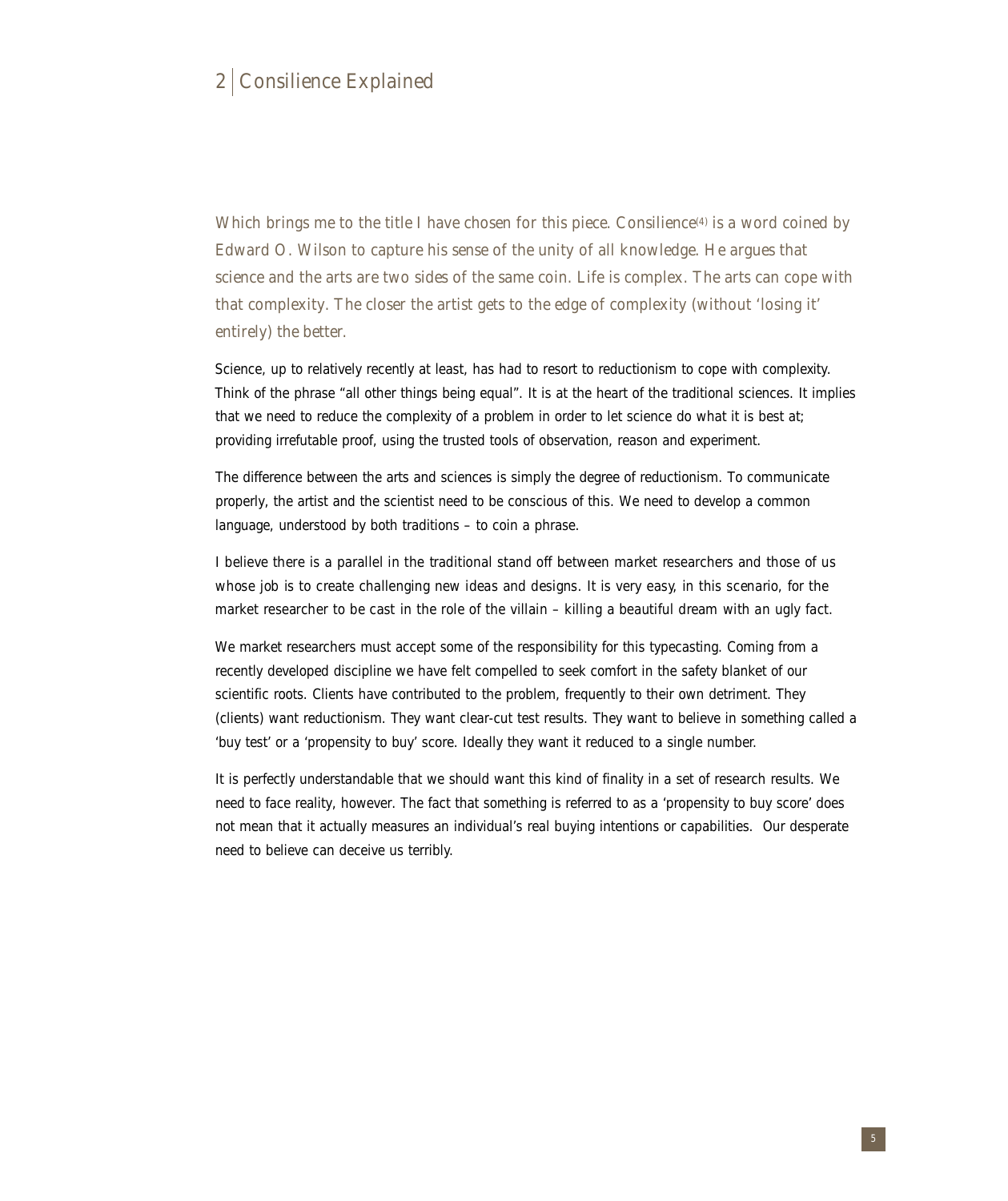## 2 Consilience Explained

*Which brings me to the title I have chosen for this piece. Consilience[4] is a word coined by Edward O. Wilson to capture his sense of the unity of all knowledge. He argues that science and the arts are two sides of the same coin. Life is complex. The arts can cope with that complexity. The closer the artist gets to the edge of complexity (without 'losing it' entirely) the better.*

Science, up to relatively recently at least, has had to resort to reductionism to cope with complexity. Think of the phrase "all other things being equal". It is at the heart of the traditional sciences. It implies that we need to reduce the complexity of a problem in order to let science do what it is best at; providing irrefutable proof, using the trusted tools of observation, reason and experiment.

The difference between the arts and sciences is simply the degree of reductionism. To communicate properly, the artist and the scientist need to be conscious of this. We need to develop a common language, understood by both traditions – to coin a phrase.

I believe there is a parallel in the traditional stand off between market researchers and those of us whose job is to create challenging new ideas and designs. It is very easy, in this scenario, for the market researcher to be cast in the role of the villain – killing a beautiful dream with an ugly fact.

We market researchers must accept some of the responsibility for this typecasting. Coming from a recently developed discipline we have felt compelled to seek comfort in the safety blanket of our scientific roots. Clients have contributed to the problem, frequently to their own detriment. They (clients) want reductionism. They want clear-cut test results. They want to believe in something called a 'buy test' or a 'propensity to buy' score. Ideally they want it reduced to a single number.

It is perfectly understandable that we should want this kind of finality in a set of research results. We need to face reality, however. The fact that something is referred to as a 'propensity to buy score' does not mean that it actually measures an individual's real buying intentions or capabilities. Our desperate need to believe can deceive us terribly.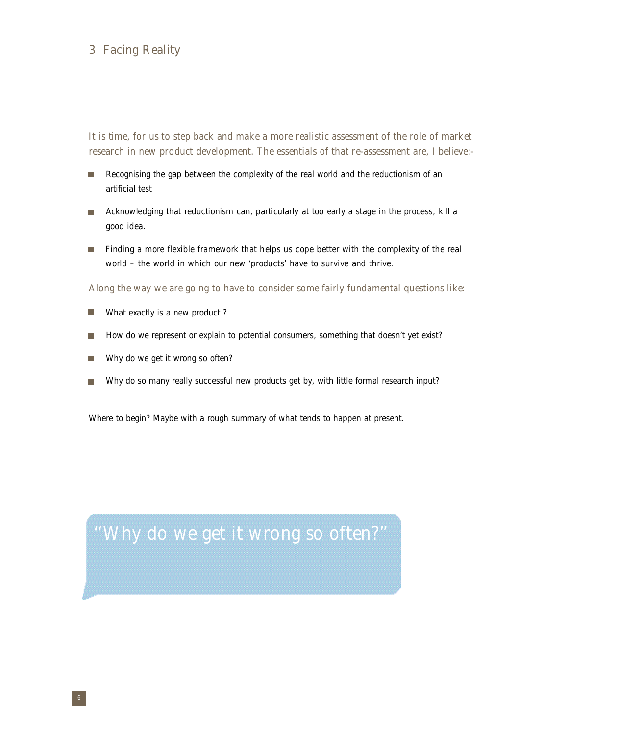# 3 Facing Reality

It is time, for us to step back and make a more realistic assessment of the role of market research in new product development. The essentials of that re-assessment are, I believe:-

- Recognising the gap between the complexity of the real world and the reductionism of an artificial test
- Acknowledging that reductionism can, particularly at too early a stage in the process, kill a good idea.
- Finding a more flexible framework that helps us cope better with the complexity of the real world – the world in which our new 'products' have to survive and thrive.

Along the way we are going to have to consider some fairly fundamental questions like:

- What exactly is a new product ?
- How do we represent or explain to potential consumers, something that doesn't yet exist?
- Why do we get it wrong so often?
- Why do so many really successful new products get by, with little formal research input?

Where to begin? Maybe with a rough summary of what tends to happen at present.

"Why do we get it wrong so often?"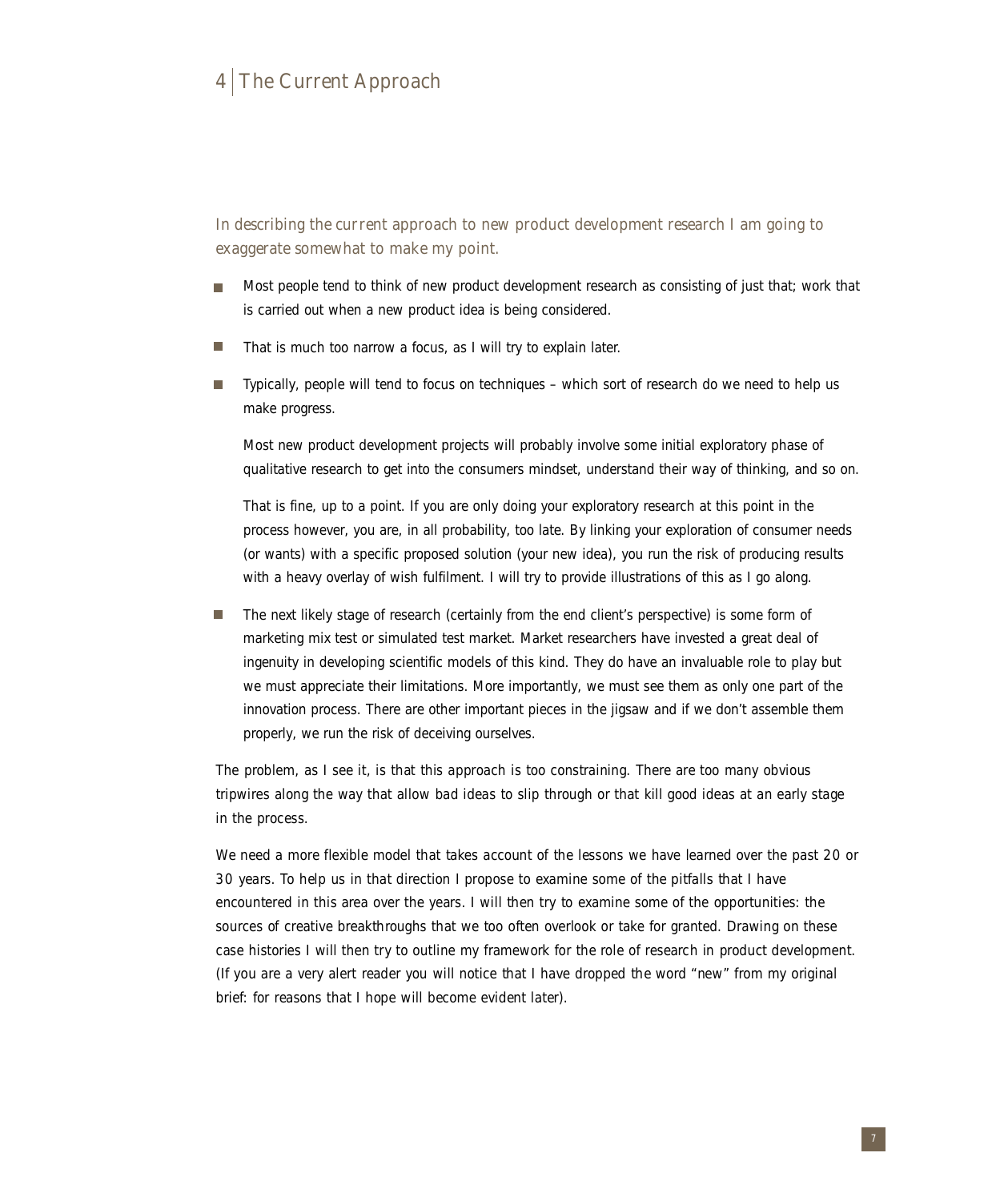# 4 The Current Approach

*In describing the current approach to new product development research I am going to exaggerate somewhat to make my point.*

- Most people tend to think of new product development research as consisting of just that; work that is carried out when a new product idea is being considered.
- That is much too narrow a focus, as I will try to explain later.
- Typically, people will tend to focus on techniques – which sort of research do we need to help us make progress.

  Most new product development projects will probably involve some initial exploratory phase of qualitative research to get into the consumers mindset, understand their way of thinking, and so on.

  That is fine, up to a point. If you are only doing your exploratory research at this point in the process however, you are, in all probability, too late. By linking your exploration of consumer needs (or wants) with a specific proposed solution (your new idea), you run the risk of producing results with a heavy overlay of wish fulfilment. I will try to provide illustrations of this as I go along.

- The next likely stage of research (certainly from the end client's perspective) is some form of marketing mix test or simulated test market. Market researchers have invested a great deal of ingenuity in developing scientific models of this kind. They do have an invaluable role to play but we must appreciate their limitations. More importantly, we must see them as only one part of the innovation process. There are other important pieces in the jigsaw and if we don't assemble them properly, we run the risk of deceiving ourselves.

The problem, as I see it, is that this approach is too constraining. There are too many obvious tripwires along the way that allow bad ideas to slip through or that kill good ideas at an early stage in the process.

We need a more flexible model that takes account of the lessons we have learned over the past 20 or 30 years. To help us in that direction I propose to examine some of the pitfalls that I have encountered in this area over the years. I will then try to examine some of the opportunities: the sources of creative breakthroughs that we too often overlook or take for granted. Drawing on these case histories I will then try to outline my framework for the role of research in product development. (If you are a very alert reader you will notice that I have dropped the word "new" from my original brief: for reasons that I hope will become evident later).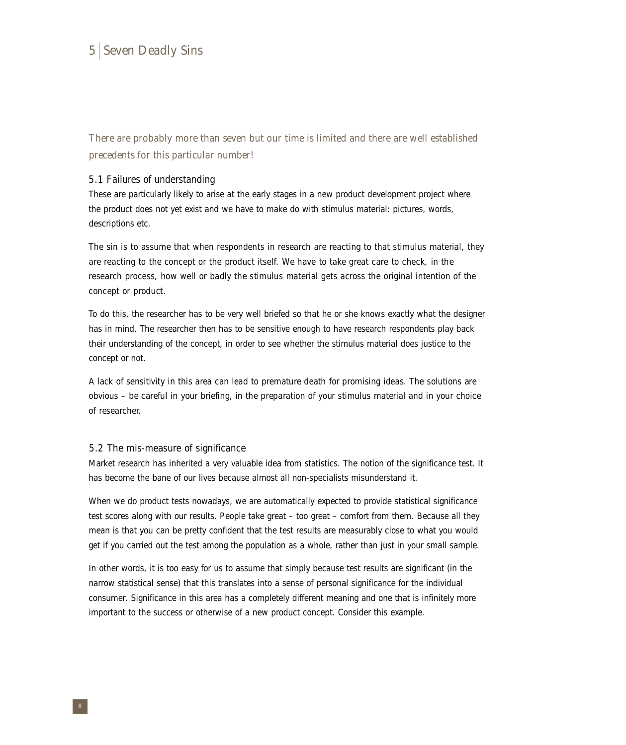## 5 Seven Deadly Sins

*There are probably more than seven but our time is limited and there are well established precedents for this particular number!*

### 5.1 Failures of understanding

These are particularly likely to arise at the early stages in a new product development project where the product does not yet exist and we have to make do with stimulus material: pictures, words, descriptions etc.

The sin is to assume that when respondents in research are reacting to that stimulus material, they are reacting to the concept or the product itself. We have to take great care to check, in the research process, how well or badly the stimulus material gets across the original intention of the concept or product.

To do this, the researcher has to be very well briefed so that he or she knows exactly what the designer has in mind. The researcher then has to be sensitive enough to have research respondents play back their understanding of the concept, in order to see whether the stimulus material does justice to the concept or not.

A lack of sensitivity in this area can lead to premature death for promising ideas. The solutions are obvious – be careful in your briefing, in the preparation of your stimulus material and in your choice of researcher.

### 5.2 The mis-measure of significance

Market research has inherited a very valuable idea from statistics. The notion of the significance test. It has become the bane of our lives because almost all non-specialists misunderstand it.

When we do product tests nowadays, we are automatically expected to provide statistical significance test scores along with our results. People take great – too great – comfort from them. Because all they mean is that you can be pretty confident that the test results are measurably close to what you would get if you carried out the test among the population as a whole, rather than just in your small sample.

In other words, it is too easy for us to assume that simply because test results are significant (in the narrow statistical sense) that this translates into a sense of personal significance for the individual consumer. Significance in this area has a completely different meaning and one that is infinitely more important to the success or otherwise of a new product concept. Consider this example.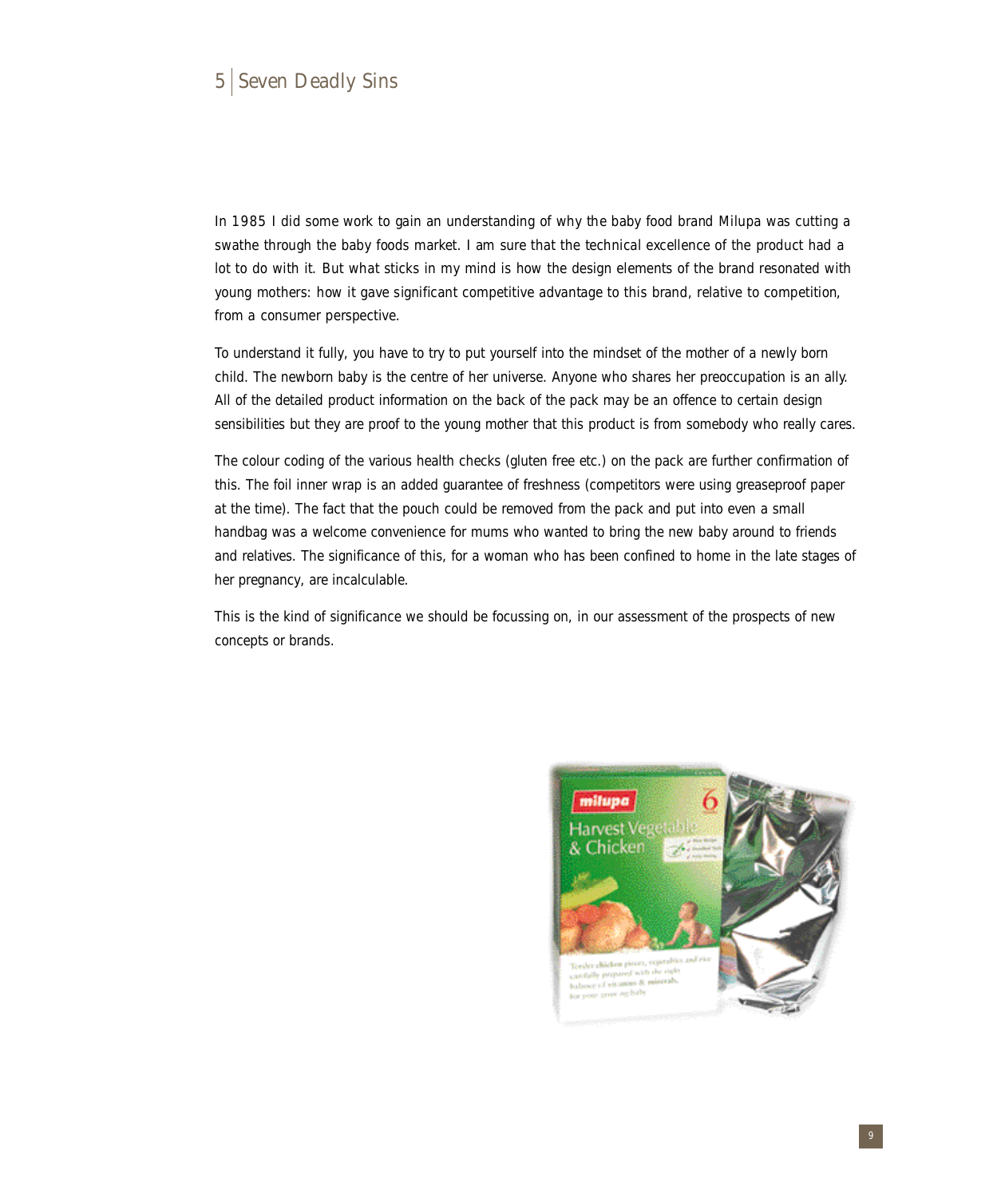In 1985 I did some work to gain an understanding of why the baby food brand Milupa was cutting a swathe through the baby foods market. I am sure that the technical excellence of the product had a lot to do with it. But what sticks in my mind is how the design elements of the brand resonated with young mothers: how it gave significant competitive advantage to this brand, relative to competition, from a consumer perspective.

To understand it fully, you have to try to put yourself into the mindset of the mother of a newly born child. The newborn baby is the centre of her universe. Anyone who shares her preoccupation is an ally. All of the detailed product information on the back of the pack may be an offence to certain design sensibilities but they are proof to the young mother that this product is from somebody who really cares.

The colour coding of the various health checks (gluten free etc.) on the pack are further confirmation of this. The foil inner wrap is an added guarantee of freshness (competitors were using greaseproof paper at the time). The fact that the pouch could be removed from the pack and put into even a small handbag was a welcome convenience for mums who wanted to bring the new baby around to friends and relatives. The significance of this, for a woman who has been confined to home in the late stages of her pregnancy, are incalculable.

This is the kind of significance we should be focussing on, in our assessment of the prospects of new concepts or brands.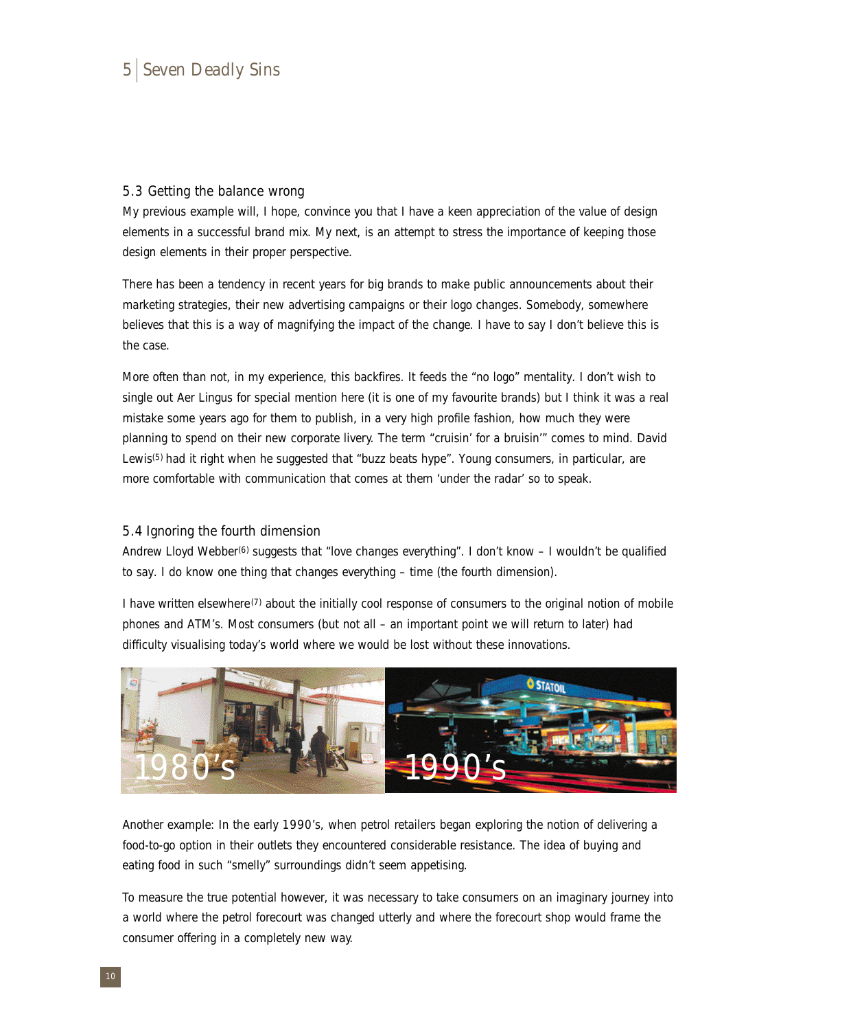## 5.3 Getting the balance wrong

My previous example will, I hope, convince you that I have a keen appreciation of the value of design elements in a successful brand mix. My next, is an attempt to stress the importance of keeping those design elements in their proper perspective.

There has been a tendency in recent years for big brands to make public announcements about their marketing strategies, their new advertising campaigns or their logo changes. Somebody, somewhere believes that this is a way of magnifying the impact of the change. I have to say I don't believe this is the case.

More often than not, in my experience, this backfires. It feeds the "no logo" mentality. I don't wish to single out Aer Lingus for special mention here (it is one of my favourite brands) but I think it was a real mistake some years ago for them to publish, in a very high profile fashion, how much they were planning to spend on their new corporate livery. The term "cruisin' for a bruisin'" comes to mind. David Lewis(5) had it right when he suggested that "buzz beats hype". Young consumers, in particular, are more comfortable with communication that comes at them 'under the radar' so to speak.

## 5.4 Ignoring the fourth dimension

Andrew Lloyd Webber(6) suggests that "love changes everything". I don't know – I wouldn't be qualified to say. I do know one thing that changes everything – time (the fourth dimension).

I have written elsewhere(7) about the initially cool response of consumers to the original notion of mobile phones and ATM's. Most consumers (but not all – an important point we will return to later) had difficulty visualising today's world where we would be lost without these innovations.

1980's | 1990's

Another example: In the early 1990's, when petrol retailers began exploring the notion of delivering a food-to-go option in their outlets they encountered considerable resistance. The idea of buying and eating food in such "smelly" surroundings didn't seem appetising.

To measure the true potential however, it was necessary to take consumers on an imaginary journey into a world where the petrol forecourt was changed utterly and where the forecourt shop would frame the consumer offering in a completely new way.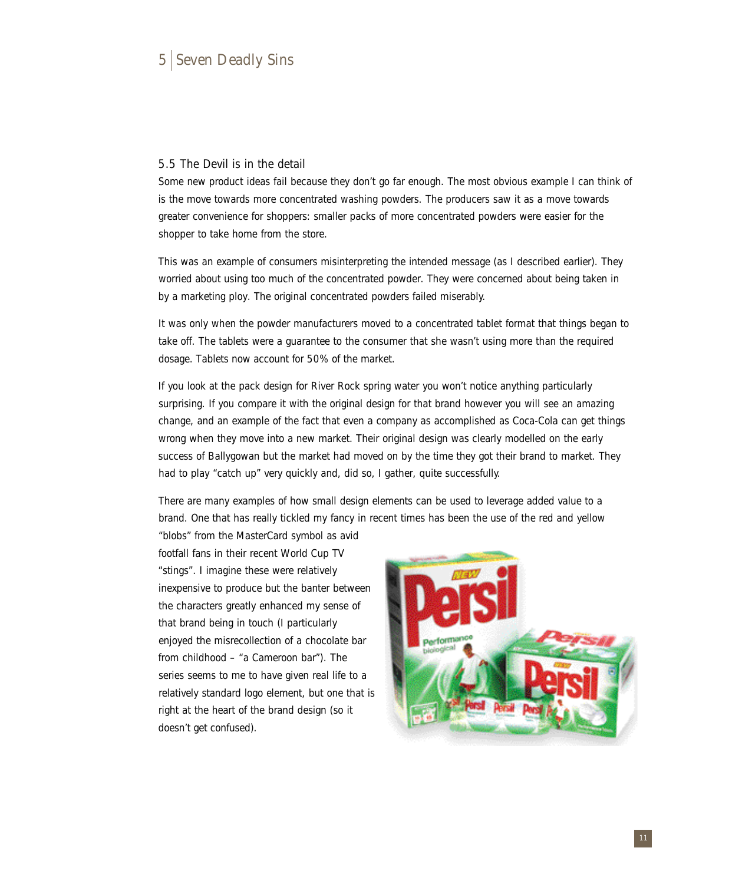## 5.5 The Devil is in the detail

Some new product ideas fail because they don't go far enough. The most obvious example I can think of is the move towards more concentrated washing powders. The producers saw it as a move towards greater convenience for shoppers: smaller packs of more concentrated powders were easier for the shopper to take home from the store.

This was an example of consumers misinterpreting the intended message (as I described earlier). They worried about using too much of the concentrated powder. They were concerned about being taken in by a marketing ploy. The original concentrated powders failed miserably.

It was only when the powder manufacturers moved to a concentrated tablet format that things began to take off. The tablets were a guarantee to the consumer that she wasn't using more than the required dosage. Tablets now account for 50% of the market.

If you look at the pack design for River Rock spring water you won't notice anything particularly surprising. If you compare it with the original design for that brand however you will see an amazing change, and an example of the fact that even a company as accomplished as Coca-Cola can get things wrong when they move into a new market. Their original design was clearly modelled on the early success of Ballygowan but the market had moved on by the time they got their brand to market. They had to play "catch up" very quickly and, did so, I gather, quite successfully.

There are many examples of how small design elements can be used to leverage added value to a brand. One that has really tickled my fancy in recent times has been the use of the red and yellow "blobs" from the MasterCard symbol as avid footfall fans in their recent World Cup TV "stings". I imagine these were relatively inexpensive to produce but the banter between the characters greatly enhanced my sense of that brand being in touch (I particularly enjoyed the misrecollection of a chocolate bar from childhood – "a Cameroon bar"). The series seems to me to have given real life to a relatively standard logo element, but one that is right at the heart of the brand design (so it doesn't get confused).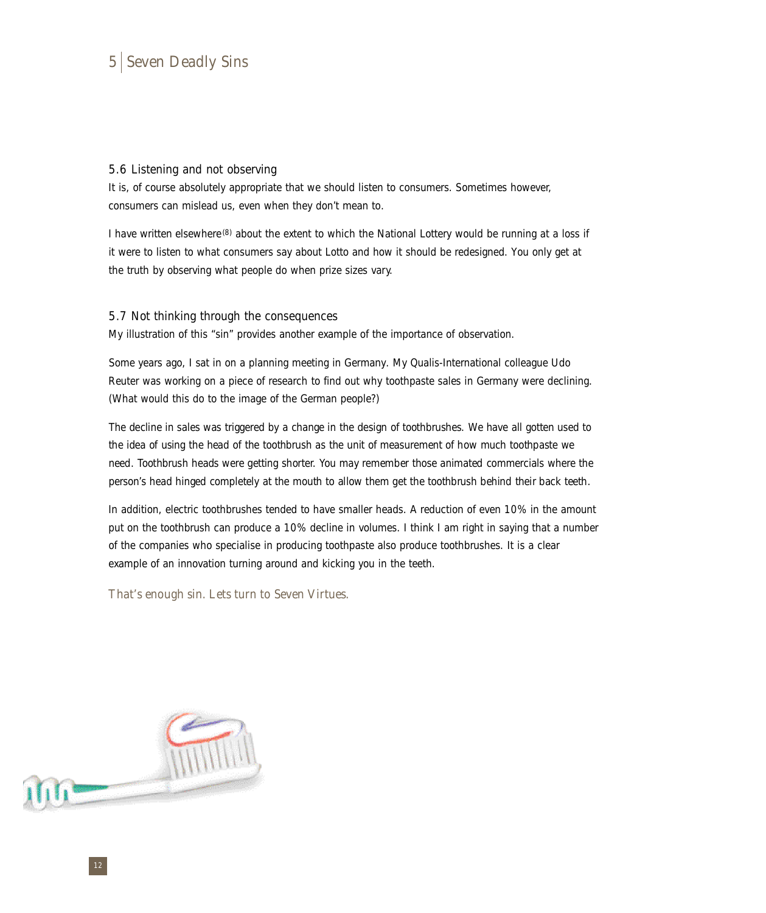## 5.6 Listening and not observing

It is, of course absolutely appropriate that we should listen to consumers. Sometimes however, consumers can mislead us, even when they don't mean to.

I have written elsewhere[8] about the extent to which the National Lottery would be running at a loss if it were to listen to what consumers say about Lotto and how it should be redesigned. You only get at the truth by observing what people do when prize sizes vary.

## 5.7 Not thinking through the consequences

My illustration of this "sin" provides another example of the importance of observation.

Some years ago, I sat in on a planning meeting in Germany. My Qualis-International colleague Udo Reuter was working on a piece of research to find out why toothpaste sales in Germany were declining. (What would this do to the image of the German people?)

The decline in sales was triggered by a change in the design of toothbrushes. We have all gotten used to the idea of using the head of the toothbrush as the unit of measurement of how much toothpaste we need. Toothbrush heads were getting shorter. You may remember those animated commercials where the person's head hinged completely at the mouth to allow them get the toothbrush behind their back teeth.

In addition, electric toothbrushes tended to have smaller heads. A reduction of even 10% in the amount put on the toothbrush can produce a 10% decline in volumes. I think I am right in saying that a number of the companies who specialise in producing toothpaste also produce toothbrushes. It is a clear example of an innovation turning around and kicking you in the teeth.

*That's enough sin. Lets turn to Seven Virtues.*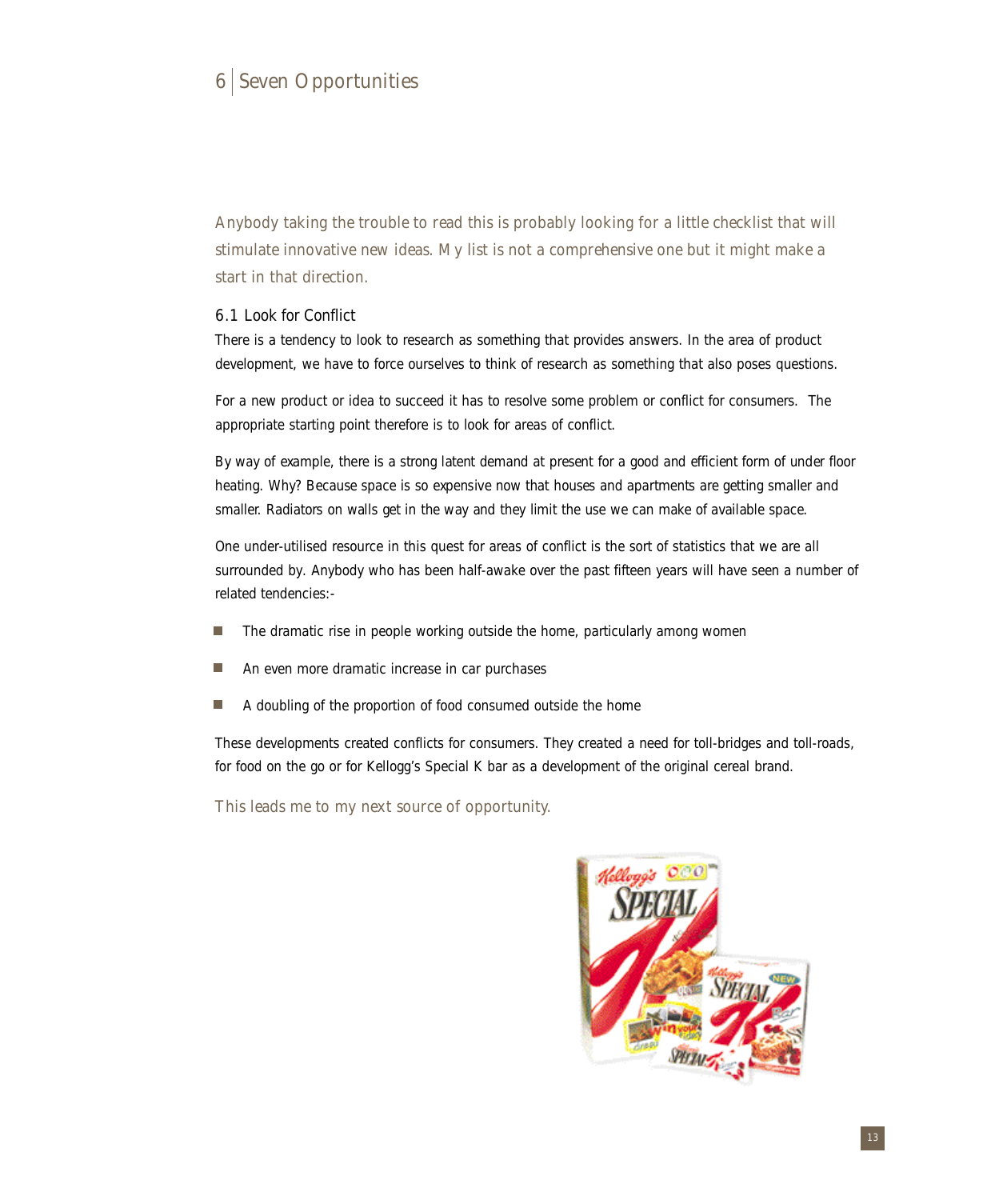# 6 Seven Opportunities

Anybody taking the trouble to read this is probably looking for a little checklist that will stimulate innovative new ideas. My list is not a comprehensive one but it might make a start in that direction.

## 6.1 Look for Conflict

There is a tendency to look to research as something that provides answers. In the area of product development, we have to force ourselves to think of research as something that also poses questions.

For a new product or idea to succeed it has to resolve some problem or conflict for consumers. The appropriate starting point therefore is to look for areas of conflict.

By way of example, there is a strong latent demand at present for a good and efficient form of under floor heating. Why? Because space is so expensive now that houses and apartments are getting smaller and smaller. Radiators on walls get in the way and they limit the use we can make of available space.

One under-utilised resource in this quest for areas of conflict is the sort of statistics that we are all surrounded by. Anybody who has been half-awake over the past fifteen years will have seen a number of related tendencies:-

- The dramatic rise in people working outside the home, particularly among women
- An even more dramatic increase in car purchases
- A doubling of the proportion of food consumed outside the home

These developments created conflicts for consumers. They created a need for toll-bridges and toll-roads, for food on the go or for Kellogg's Special K bar as a development of the original cereal brand.

This leads me to my next source of opportunity.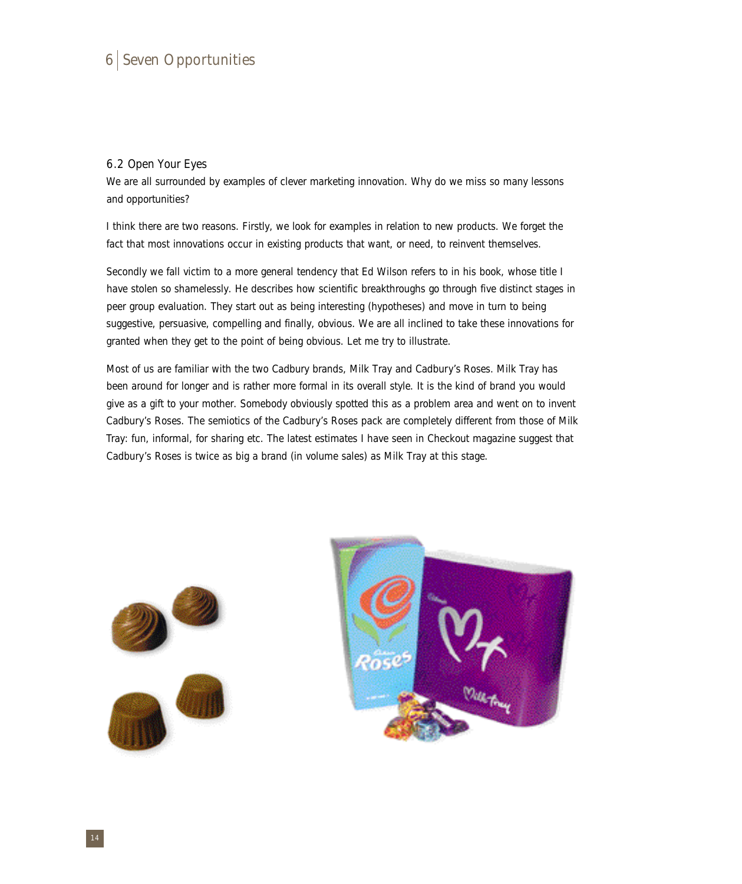## 6.2 Open Your Eyes

We are all surrounded by examples of clever marketing innovation. Why do we miss so many lessons and opportunities?

I think there are two reasons. Firstly, we look for examples in relation to new products. We forget the fact that most innovations occur in existing products that want, or need, to reinvent themselves.

Secondly we fall victim to a more general tendency that Ed Wilson refers to in his book, whose title I have stolen so shamelessly. He describes how scientific breakthroughs go through five distinct stages in peer group evaluation. They start out as being interesting (hypotheses) and move in turn to being suggestive, persuasive, compelling and finally, obvious. We are all inclined to take these innovations for granted when they get to the point of being obvious. Let me try to illustrate.

Most of us are familiar with the two Cadbury brands, Milk Tray and Cadbury's Roses. Milk Tray has been around for longer and is rather more formal in its overall style. It is the kind of brand you would give as a gift to your mother. Somebody obviously spotted this as a problem area and went on to invent Cadbury's Roses. The semiotics of the Cadbury's Roses pack are completely different from those of Milk Tray: fun, informal, for sharing etc. The latest estimates I have seen in Checkout magazine suggest that Cadbury's Roses is twice as big a brand (in volume sales) as Milk Tray at this stage.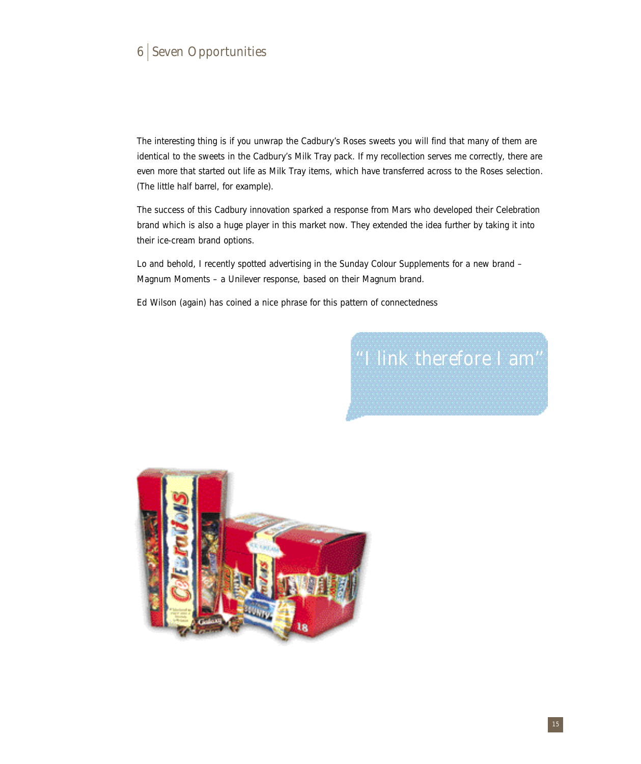The interesting thing is if you unwrap the Cadbury's Roses sweets you will find that many of them are identical to the sweets in the Cadbury's Milk Tray pack. If my recollection serves me correctly, there are even more that started out life as Milk Tray items, which have transferred across to the Roses selection. (The little half barrel, for example).

The success of this Cadbury innovation sparked a response from Mars who developed their Celebration brand which is also a huge player in this market now. They extended the idea further by taking it into their ice-cream brand options.

Lo and behold, I recently spotted advertising in the Sunday Colour Supplements for a new brand – Magnum Moments – a Unilever response, based on their Magnum brand.

Ed Wilson (again) has coined a nice phrase for this pattern of connectedness

"I link therefore I am"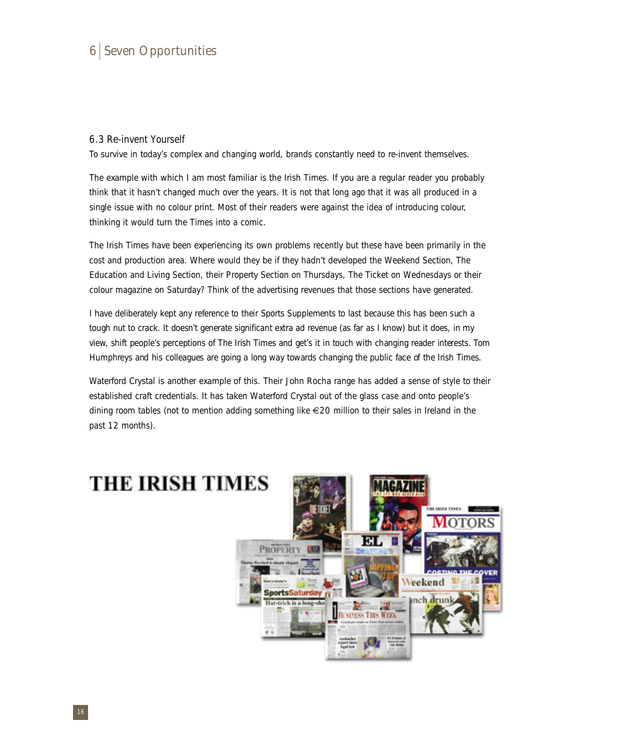### 6.3 Re-invent Yourself

To survive in today's complex and changing world, brands constantly need to re-invent themselves.

The example with which I am most familiar is the Irish Times. If you are a regular reader you probably think that it hasn't changed much over the years. It is not that long ago that it was all produced in a single issue with no colour print. Most of their readers were against the idea of introducing colour, thinking it would turn the Times into a comic.

The Irish Times have been experiencing its own problems recently but these have been primarily in the cost and production area. Where would they be if they hadn't developed the Weekend Section, The Education and Living Section, their Property Section on Thursdays, The Ticket on Wednesdays or their colour magazine on Saturday? Think of the advertising revenues that those sections have generated.

I have deliberately kept any reference to their Sports Supplements to last because this has been such a tough nut to crack. It doesn't generate significant extra ad revenue (as far as I know) but it does, in my view, shift people's perceptions of The Irish Times and get's it in touch with changing reader interests. Tom Humphreys and his colleagues are going a long way towards changing the public face of the Irish Times.

Waterford Crystal is another example of this. Their John Rocha range has added a sense of style to their established craft credentials. It has taken Waterford Crystal out of the glass case and onto people's dining room tables (not to mention adding something like €20 million to their sales in Ireland in the past 12 months).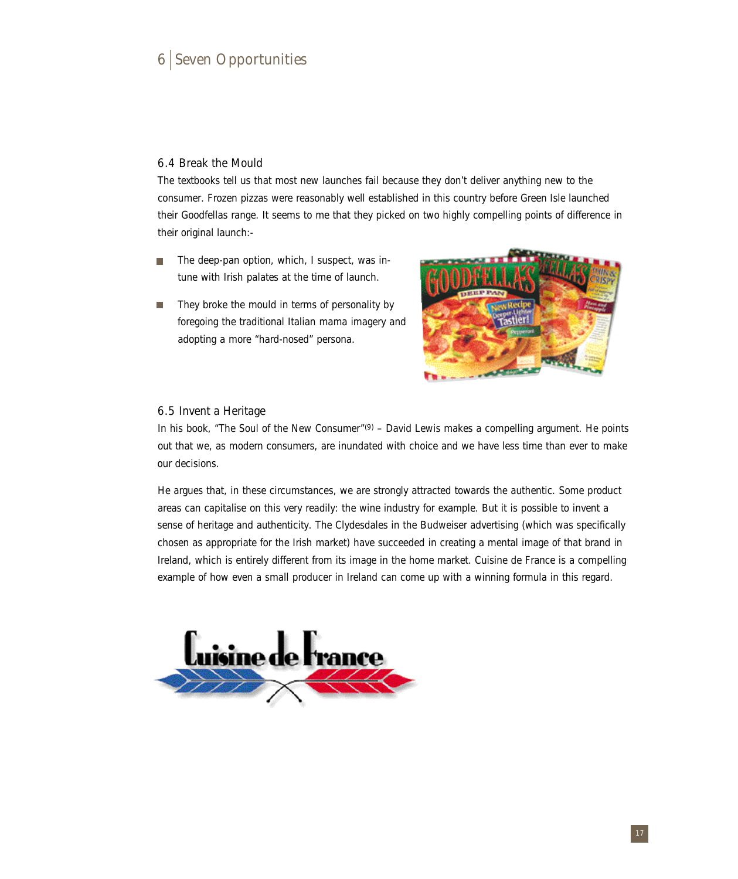# 6 Seven Opportunities

## 6.4 Break the Mould

The textbooks tell us that most new launches fail because they don't deliver anything new to the consumer. Frozen pizzas were reasonably well established in this country before Green Isle launched their Goodfellas range. It seems to me that they picked on two highly compelling points of difference in their original launch:-

- The deep-pan option, which, I suspect, was in-tune with Irish palates at the time of launch.
- They broke the mould in terms of personality by foregoing the traditional Italian mama imagery and adopting a more "hard-nosed" persona.

## 6.5 Invent a Heritage

In his book, "The Soul of the New Consumer"[9] – David Lewis makes a compelling argument. He points out that we, as modern consumers, are inundated with choice and we have less time than ever to make our decisions.

He argues that, in these circumstances, we are strongly attracted towards the authentic. Some product areas can capitalise on this very readily: the wine industry for example. But it is possible to invent a sense of heritage and authenticity. The Clydesdales in the Budweiser advertising (which was specifically chosen as appropriate for the Irish market) have succeeded in creating a mental image of that brand in Ireland, which is entirely different from its image in the home market. Cuisine de France is a compelling example of how even a small producer in Ireland can come up with a winning formula in this regard.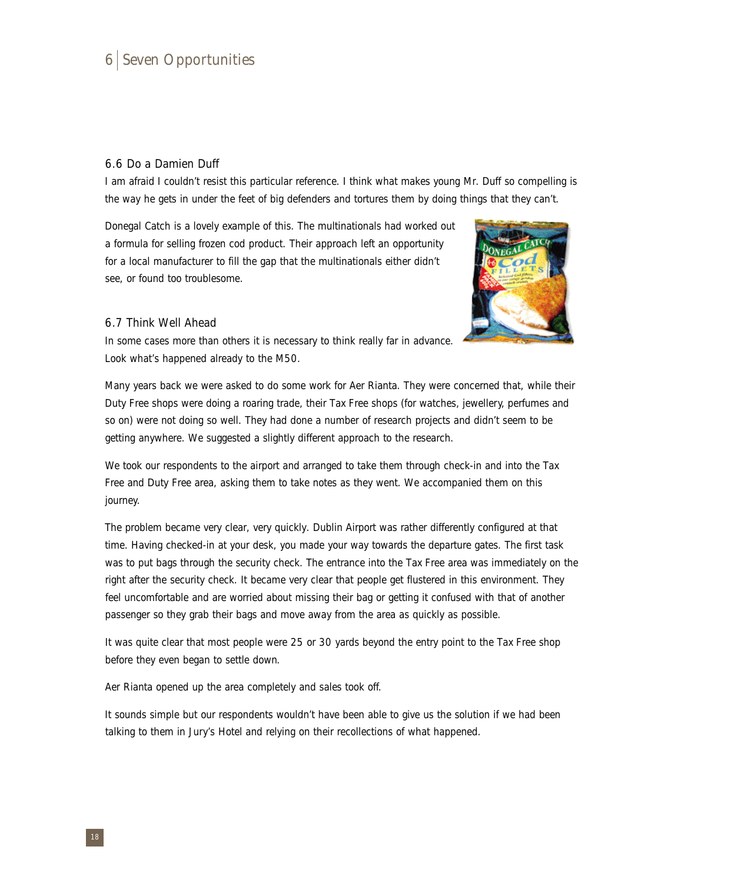## 6.6 Do a Damien Duff

I am afraid I couldn't resist this particular reference. I think what makes young Mr. Duff so compelling is the way he gets in under the feet of big defenders and tortures them by doing things that they can't.

Donegal Catch is a lovely example of this. The multinationals had worked out a formula for selling frozen cod product. Their approach left an opportunity for a local manufacturer to fill the gap that the multinationals either didn't see, or found too troublesome.

## 6.7 Think Well Ahead

In some cases more than others it is necessary to think really far in advance. Look what's happened already to the M50.

Many years back we were asked to do some work for Aer Rianta. They were concerned that, while their Duty Free shops were doing a roaring trade, their Tax Free shops (for watches, jewellery, perfumes and so on) were not doing so well. They had done a number of research projects and didn't seem to be getting anywhere. We suggested a slightly different approach to the research.

We took our respondents to the airport and arranged to take them through check-in and into the Tax Free and Duty Free area, asking them to take notes as they went. We accompanied them on this journey.

The problem became very clear, very quickly. Dublin Airport was rather differently configured at that time. Having checked-in at your desk, you made your way towards the departure gates. The first task was to put bags through the security check. The entrance into the Tax Free area was immediately on the right after the security check. It became very clear that people get flustered in this environment. They feel uncomfortable and are worried about missing their bag or getting it confused with that of another passenger so they grab their bags and move away from the area as quickly as possible.

It was quite clear that most people were 25 or 30 yards beyond the entry point to the Tax Free shop before they even began to settle down.

Aer Rianta opened up the area completely and sales took off.

It sounds simple but our respondents wouldn't have been able to give us the solution if we had been talking to them in Jury's Hotel and relying on their recollections of what happened.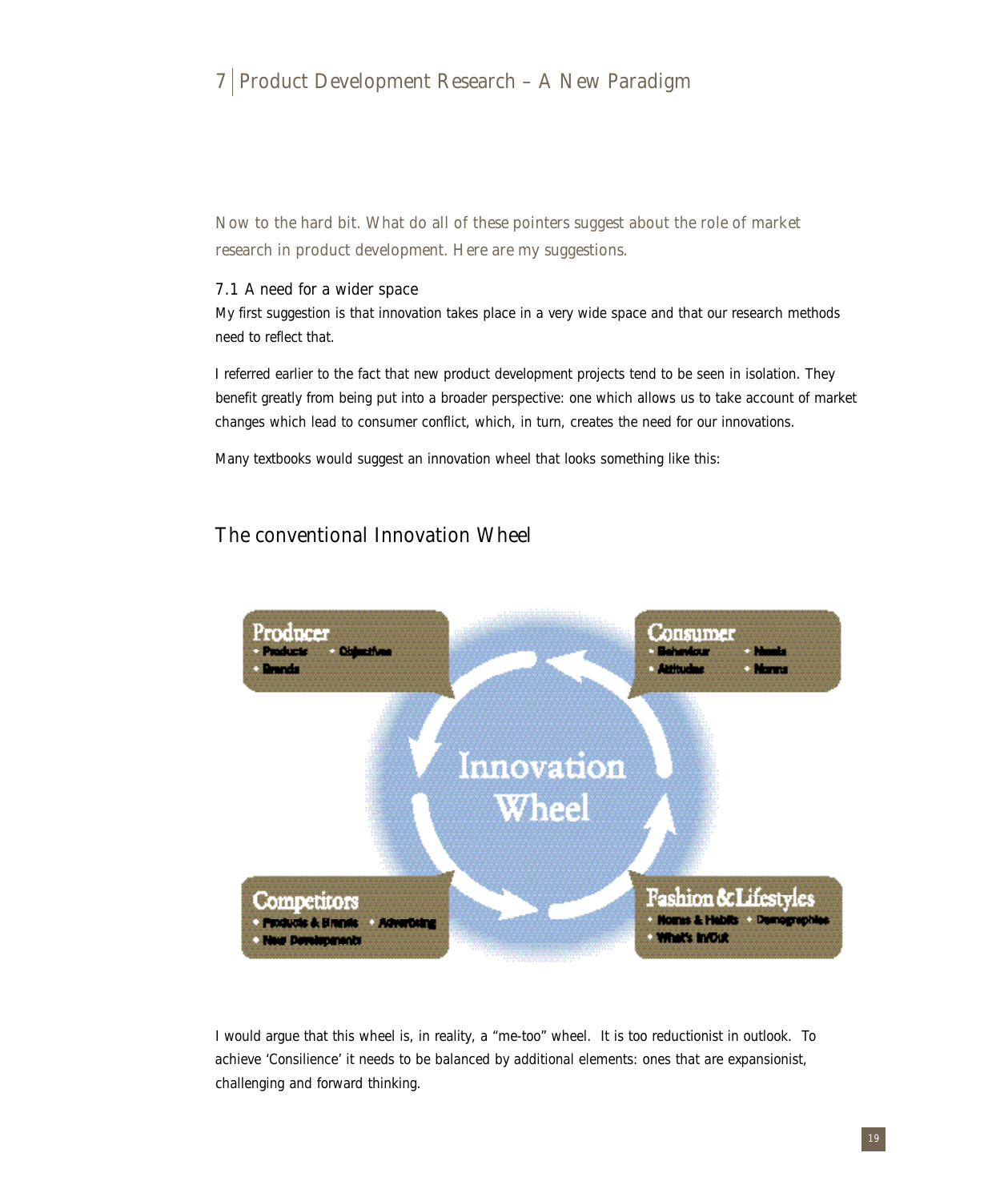# 7 Product Development Research – A New Paradigm

Now to the hard bit. What do all of these pointers suggest about the role of market research in product development. Here are my suggestions.

## 7.1 A need for a wider space

My first suggestion is that innovation takes place in a very wide space and that our research methods need to reflect that.

I referred earlier to the fact that new product development projects tend to be seen in isolation. They benefit greatly from being put into a broader perspective: one which allows us to take account of market changes which lead to consumer conflict, which, in turn, creates the need for our innovations.

Many textbooks would suggest an innovation wheel that looks something like this:

### The conventional Innovation Wheel

**Innovation Wheel**

- **Producer**
  - Products
  - Objectives
  - Brands
- **Consumer**
  - Behaviour
  - Needs
  - Attitudes
  - Norms
- **Fashion & Lifestyles**
  - Norms & Habits
  - Demographics
  - What's In/Out
- **Competitors**
  - Products & Brands
  - Advertising
  - New Developments

I would argue that this wheel is, in reality, a "me-too" wheel. It is too reductionist in outlook. To achieve 'Consilience' it needs to be balanced by additional elements: ones that are expansionist, challenging and forward thinking.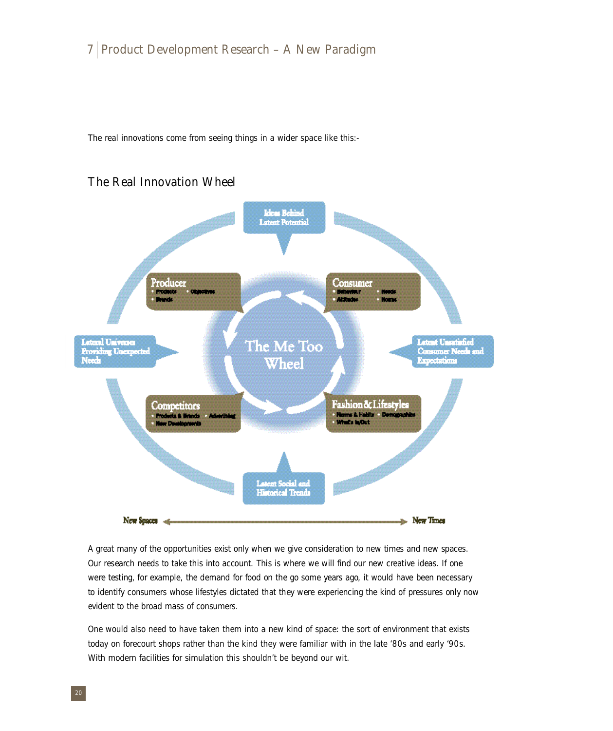The real innovations come from seeing things in a wider space like this:-

## The Real Innovation Wheel

Ideas Behind Latent Potential

Producer
- Products
- Objectives
- Brands

Consumer
- Behaviour
- Needs
- Attitudes
- Norms

Lateral Universes Providing Unexpected Needs

The Me Too Wheel

Latent Unsatisfied Consumer Needs and Expectations

Competitors
- Products & Brands
- Advertising
- New Developments

Fashion & Lifestyles
- Norms & Habits
- Demographics
- What's In/Out

Latent Social and Historical Trends

New Spaces ◄——► New Times

A great many of the opportunities exist only when we give consideration to new times and new spaces. Our research needs to take this into account. This is where we will find our new creative ideas. If one were testing, for example, the demand for food on the go some years ago, it would have been necessary to identify consumers whose lifestyles dictated that they were experiencing the kind of pressures only now evident to the broad mass of consumers.

One would also need to have taken them into a new kind of space: the sort of environment that exists today on forecourt shops rather than the kind they were familiar with in the late '80s and early '90s. With modern facilities for simulation this shouldn't be beyond our wit.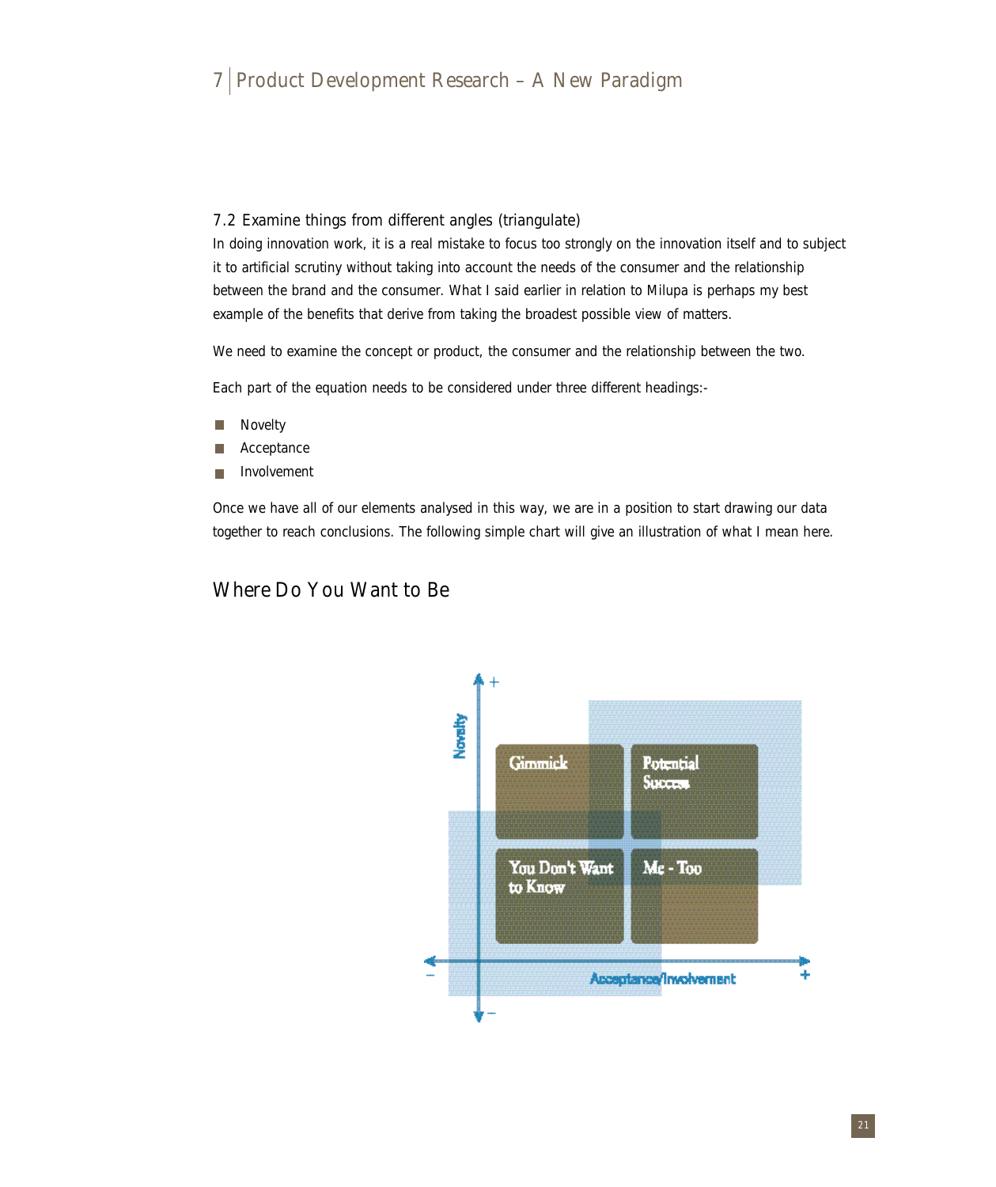### 7.2 Examine things from different angles (triangulate)

In doing innovation work, it is a real mistake to focus too strongly on the innovation itself and to subject it to artificial scrutiny without taking into account the needs of the consumer and the relationship between the brand and the consumer. What I said earlier in relation to Milupa is perhaps my best example of the benefits that derive from taking the broadest possible view of matters.

We need to examine the concept or product, the consumer and the relationship between the two.

Each part of the equation needs to be considered under three different headings:-

- Novelty
- Acceptance
- Involvement

Once we have all of our elements analysed in this way, we are in a position to start drawing our data together to reach conclusions. The following simple chart will give an illustration of what I mean here.

## Where Do You Want to Be

Novelty (+ / −)

| | |
|---|---|
| Gimmick | Potential Success |
| You Don't Want to Know | Me - Too |

Acceptance/Involvement (− / +)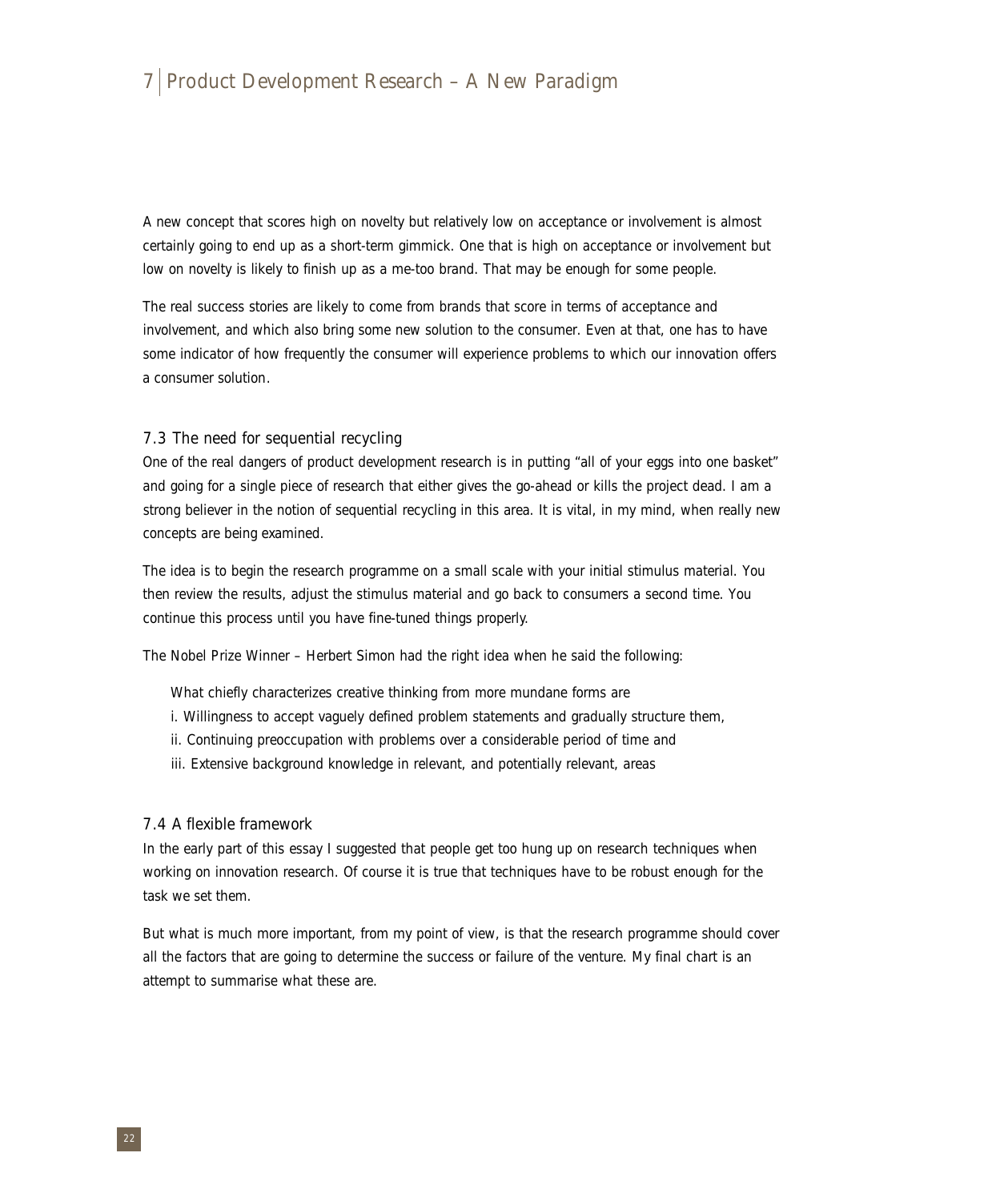A new concept that scores high on novelty but relatively low on acceptance or involvement is almost certainly going to end up as a short-term gimmick. One that is high on acceptance or involvement but low on novelty is likely to finish up as a me-too brand. That may be enough for some people.

The real success stories are likely to come from brands that score in terms of acceptance and involvement, and which also bring some new solution to the consumer. Even at that, one has to have some indicator of how frequently the consumer will experience problems to which our innovation offers a consumer solution.

### 7.3 The need for sequential recycling

One of the real dangers of product development research is in putting "all of your eggs into one basket" and going for a single piece of research that either gives the go-ahead or kills the project dead. I am a strong believer in the notion of sequential recycling in this area. It is vital, in my mind, when really new concepts are being examined.

The idea is to begin the research programme on a small scale with your initial stimulus material. You then review the results, adjust the stimulus material and go back to consumers a second time. You continue this process until you have fine-tuned things properly.

The Nobel Prize Winner – Herbert Simon had the right idea when he said the following:

> What chiefly characterizes creative thinking from more mundane forms are
> i. Willingness to accept vaguely defined problem statements and gradually structure them,
> ii. Continuing preoccupation with problems over a considerable period of time and
> iii. Extensive background knowledge in relevant, and potentially relevant, areas

### 7.4 A flexible framework

In the early part of this essay I suggested that people get too hung up on research techniques when working on innovation research. Of course it is true that techniques have to be robust enough for the task we set them.

But what is much more important, from my point of view, is that the research programme should cover all the factors that are going to determine the success or failure of the venture. My final chart is an attempt to summarise what these are.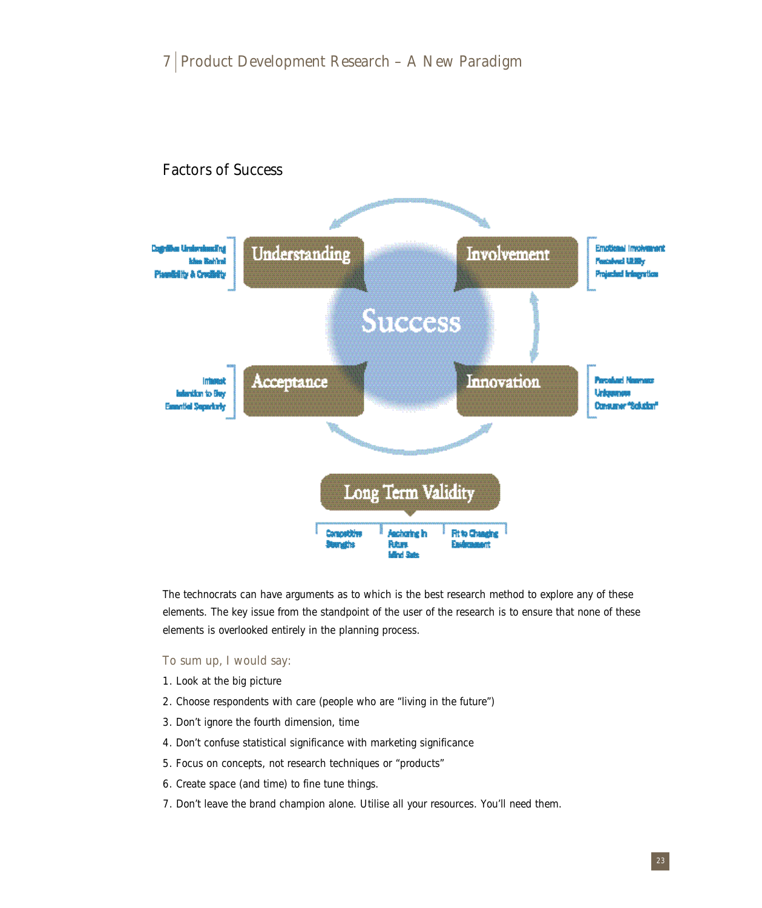## Factors of Success

Cognitive Understanding
Idea Behind
Plausibility & Credibility

Understanding

Involvement

Emotional Involvement
Perceived Utility
Projected Integration

Success

Interest
Intention to Buy
Essential Superiority

Acceptance

Innovation

Perceived Newness
Uniqueness
Consumer "Solution"

Long Term Validity

Competitive Strengths | Anchoring in Future Mind Sets | Fit to Changing Environment

The technocrats can have arguments as to which is the best research method to explore any of these elements. The key issue from the standpoint of the user of the research is to ensure that none of these elements is overlooked entirely in the planning process.

### To sum up, I would say:

1. Look at the big picture
2. Choose respondents with care (people who are "living in the future")
3. Don't ignore the fourth dimension, time
4. Don't confuse statistical significance with marketing significance
5. Focus on concepts, not research techniques or "products"
6. Create space (and time) to fine tune things.
7. Don't leave the brand champion alone. Utilise all your resources. You'll need them.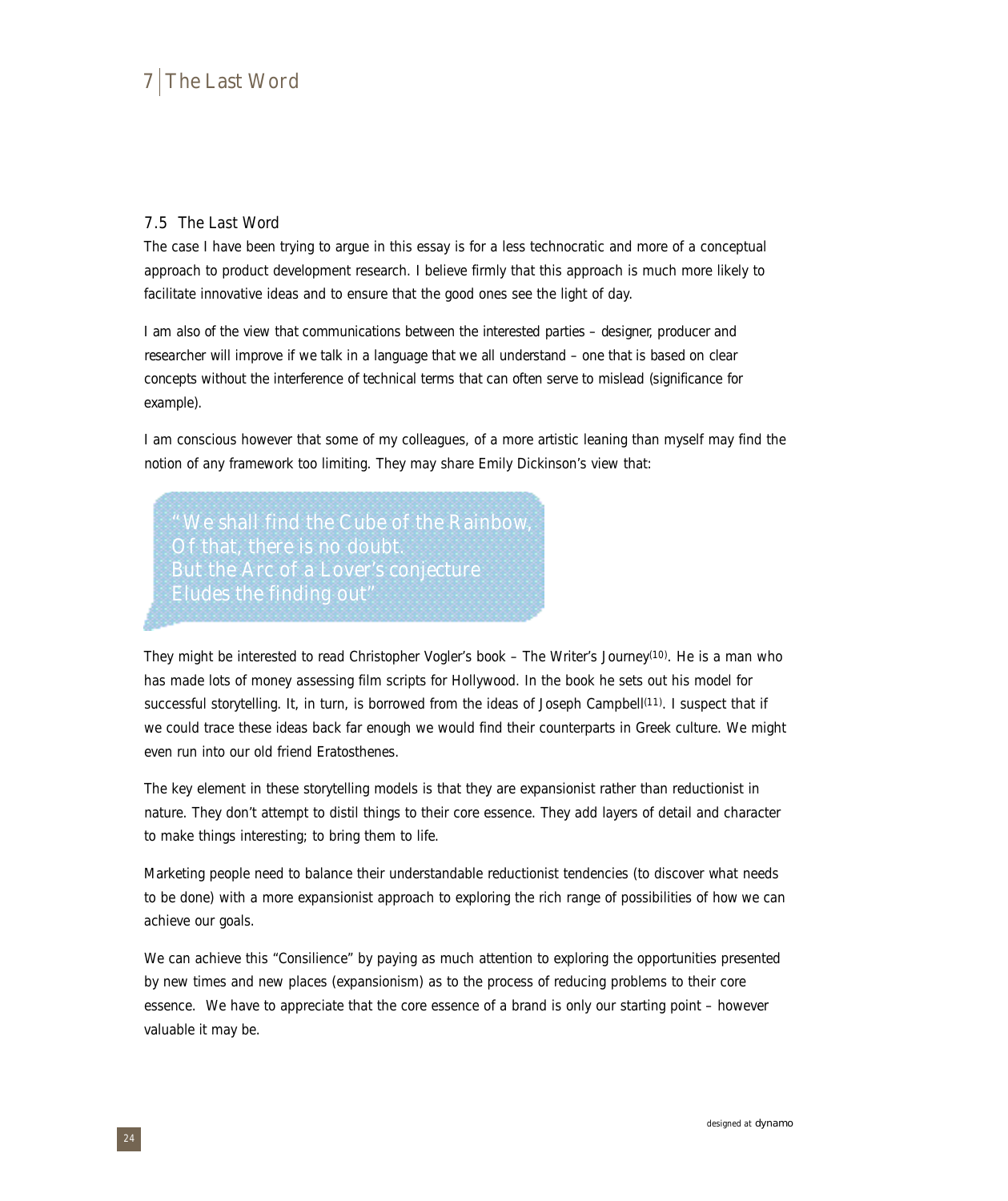# 7 The Last Word

## 7.5 The Last Word

The case I have been trying to argue in this essay is for a less technocratic and more of a conceptual approach to product development research. I believe firmly that this approach is much more likely to facilitate innovative ideas and to ensure that the good ones see the light of day.

I am also of the view that communications between the interested parties – designer, producer and researcher will improve if we talk in a language that we all understand – one that is based on clear concepts without the interference of technical terms that can often serve to mislead (significance for example).

I am conscious however that some of my colleagues, of a more artistic leaning than myself may find the notion of any framework too limiting. They may share Emily Dickinson's view that:

> "We shall find the Cube of the Rainbow,
> Of that, there is no doubt.
> But the Arc of a Lover's conjecture
> Eludes the finding out"

They might be interested to read Christopher Vogler's book – The Writer's Journey[10]. He is a man who has made lots of money assessing film scripts for Hollywood. In the book he sets out his model for successful storytelling. It, in turn, is borrowed from the ideas of Joseph Campbell[11]. I suspect that if we could trace these ideas back far enough we would find their counterparts in Greek culture. We might even run into our old friend Eratosthenes.

The key element in these storytelling models is that they are expansionist rather than reductionist in nature. They don't attempt to distil things to their core essence. They add layers of detail and character to make things interesting; to bring them to life.

Marketing people need to balance their understandable reductionist tendencies (to discover what needs to be done) with a more expansionist approach to exploring the rich range of possibilities of how we can achieve our goals.

We can achieve this "Consilience" by paying as much attention to exploring the opportunities presented by new times and new places (expansionism) as to the process of reducing problems to their core essence. We have to appreciate that the core essence of a brand is only our starting point – however valuable it may be.